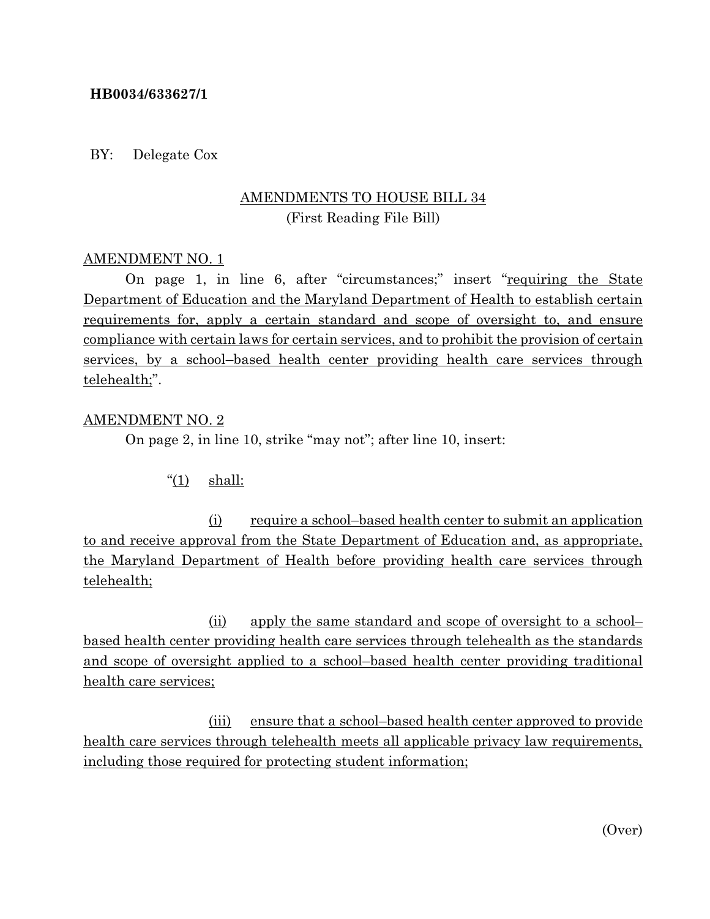**HB0034/633627/1**

BY: Delegate Cox

AMENDMENTS TO HOUSE BILL 34
(First Reading File Bill)

AMENDMENT NO. 1

On page 1, in line 6, after "circumstances;" insert "requiring the State Department of Education and the Maryland Department of Health to establish certain requirements for, apply a certain standard and scope of oversight to, and ensure compliance with certain laws for certain services, and to prohibit the provision of certain services, by a school–based health center providing health care services through telehealth;".

AMENDMENT NO. 2

On page 2, in line 10, strike "may not"; after line 10, insert:

"(1) shall:

(i) require a school–based health center to submit an application to and receive approval from the State Department of Education and, as appropriate, the Maryland Department of Health before providing health care services through telehealth;

(ii) apply the same standard and scope of oversight to a school–based health center providing health care services through telehealth as the standards and scope of oversight applied to a school–based health center providing traditional health care services;

(iii) ensure that a school–based health center approved to provide health care services through telehealth meets all applicable privacy law requirements, including those required for protecting student information;

(Over)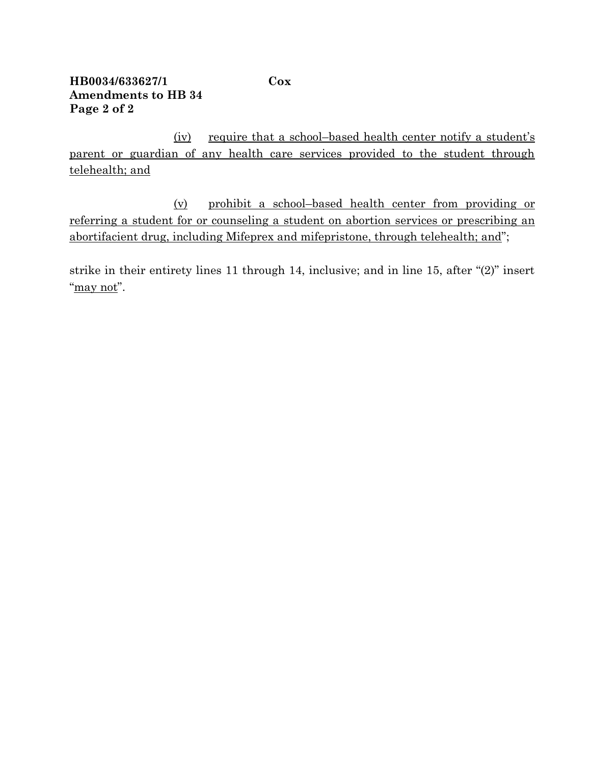(iv) require that a school–based health center notify a student's parent or guardian of any health care services provided to the student through telehealth; and

(v) prohibit a school–based health center from providing or referring a student for or counseling a student on abortion services or prescribing an abortifacient drug, including Mifeprex and mifepristone, through telehealth; and";

strike in their entirety lines 11 through 14, inclusive; and in line 15, after "(2)" insert "may not".